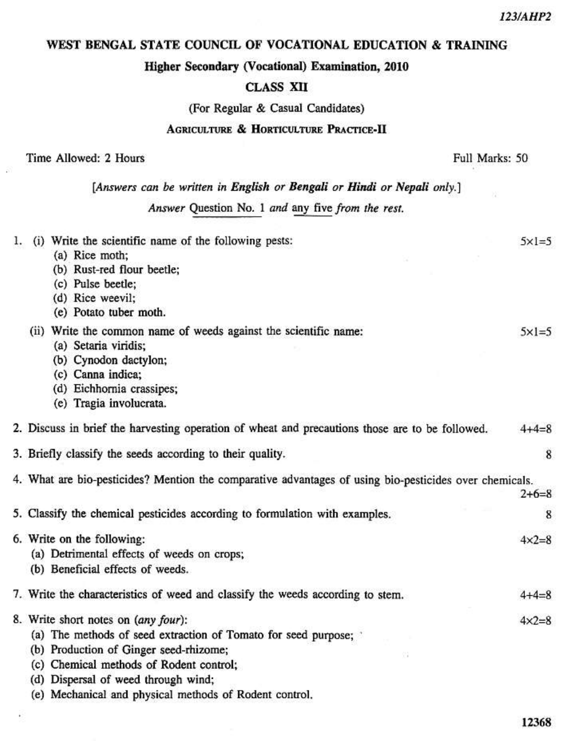123/AHP2

# WEST BENGAL STATE COUNCIL OF VOCATIONAL EDUCATION & TRAINING

## Higher Secondary (Vocational) Examination, 2010

## CLASS XII

(For Regular & Casual Candidates)

## AGRICULTURE & HORTICULTURE PRACTICE-II

Time Allowed: 2 Hours — Full Marks: 50

*[Answers can be written in **English** or **Bengali** or **Hindi** or **Nepali** only.]*

*Answer* Question No. 1 *and* any five *from the rest.*

1. (i) Write the scientific name of the following pests: — 5×1=5
   (a) Rice moth;
   (b) Rust-red flour beetle;
   (c) Pulse beetle;
   (d) Rice weevil;
   (e) Potato tuber moth.

   (ii) Write the common name of weeds against the scientific name: — 5×1=5
   (a) Setaria viridis;
   (b) Cynodon dactylon;
   (c) Canna indica;
   (d) Eichhornia crassipes;
   (e) Tragia involucrata.

2. Discuss in brief the harvesting operation of wheat and precautions those are to be followed. — 4+4=8

3. Briefly classify the seeds according to their quality. — 8

4. What are bio-pesticides? Mention the comparative advantages of using bio-pesticides over chemicals. — 2+6=8

5. Classify the chemical pesticides according to formulation with examples. — 8

6. Write on the following: — 4×2=8
   (a) Detrimental effects of weeds on crops;
   (b) Beneficial effects of weeds.

7. Write the characteristics of weed and classify the weeds according to stem. — 4+4=8

8. Write short notes on (*any four*): — 4×2=8
   (a) The methods of seed extraction of Tomato for seed purpose;
   (b) Production of Ginger seed-rhizome;
   (c) Chemical methods of Rodent control;
   (d) Dispersal of weed through wind;
   (e) Mechanical and physical methods of Rodent control.

12368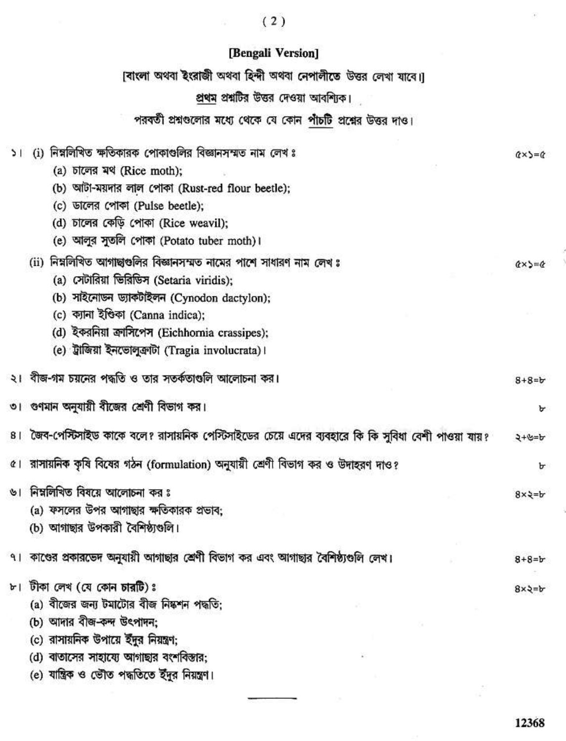## [Bengali Version]

[বাংলা অথবা ইংরাজী অথবা হিন্দী অথবা নেপালীতে উত্তর লেখা যাবে।]

**প্রথম** প্রশ্নটির উত্তর দেওয়া আবশ্যিক।

পরবর্তী প্রশ্নগুলোর মধ্যে থেকে যে কোন **পাঁচটি** প্রশ্নের উত্তর দাও।

১। (i) নিম্নলিখিত ক্ষতিকারক পোকাগুলির বিজ্ঞানসম্মত নাম লেখ : ৫×১=৫

(a) চালের মথ (Rice moth);

(b) আটা-ময়দার লাল পোকা (Rust-red flour beetle);

(c) ডালের পোকা (Pulse beetle);

(d) চালের কেড়ি পোকা (Rice weavil);

(e) আলুর সুতলি পোকা (Potato tuber moth)।

(ii) নিম্নলিখিত আগাছাগুলির বিজ্ঞানসম্মত নামের পাশে সাধারণ নাম লেখ : ৫×১=৫

(a) সেটারিয়া ভিরিডিস (Setaria viridis);

(b) সাইনোডন ড্যাকটাইলন (Cynodon dactylon);

(c) ক্যানা ইণ্ডিকা (Canna indica);

(d) ইকরনিয়া ক্রাসিপেস (Eichhornia crassipes);

(e) ট্রাজিয়া ইনভোলুক্রাটা (Tragia involucrata)।

২। বীজ-গম চয়নের পদ্ধতি ও তার সতর্কতাগুলি আলোচনা কর। ৪+৪=৮

৩। গুণমান অনুযায়ী বীজের শ্রেণী বিভাগ কর। ৮

৪। জৈব-পেস্টিসাইড কাকে বলে? রাসায়নিক পেস্টিসাইডের চেয়ে এদের ব্যবহারে কি কি সুবিধা বেশী পাওয়া যায়? ২+৬=৮

৫। রাসায়নিক কৃষি বিষের গঠন (formulation) অনুযায়ী শ্রেণী বিভাগ কর ও উদাহরণ দাও? ৮

৬। নিম্নলিখিত বিষয়ে আলোচনা কর : ৪×২=৮

(a) ফসলের উপর আগাছার ক্ষতিকারক প্রভাব;

(b) আগাছার উপকারী বৈশিষ্ট্যগুলি।

৭। কাণ্ডের প্রকারভেদ অনুযায়ী আগাছার শ্রেণী বিভাগ কর এবং আগাছার বৈশিষ্ট্যগুলি লেখ। ৪+৪=৮

৮। টীকা লেখ (যে কোন চারটি) : ৪×২=৮

(a) বীজের জন্য টমাটোর বীজ নিষ্কশন পদ্ধতি;

(b) আদার বীজ-কন্দ উৎপাদন;

(c) রাসায়নিক উপায়ে ইঁদুর নিয়ন্ত্রণ;

(d) বাতাসের সাহায্যে আগাছার বংশবিস্তার;

(e) যান্ত্রিক ও ভৌত পদ্ধতিতে ইঁদুর নিয়ন্ত্রণ।

12368